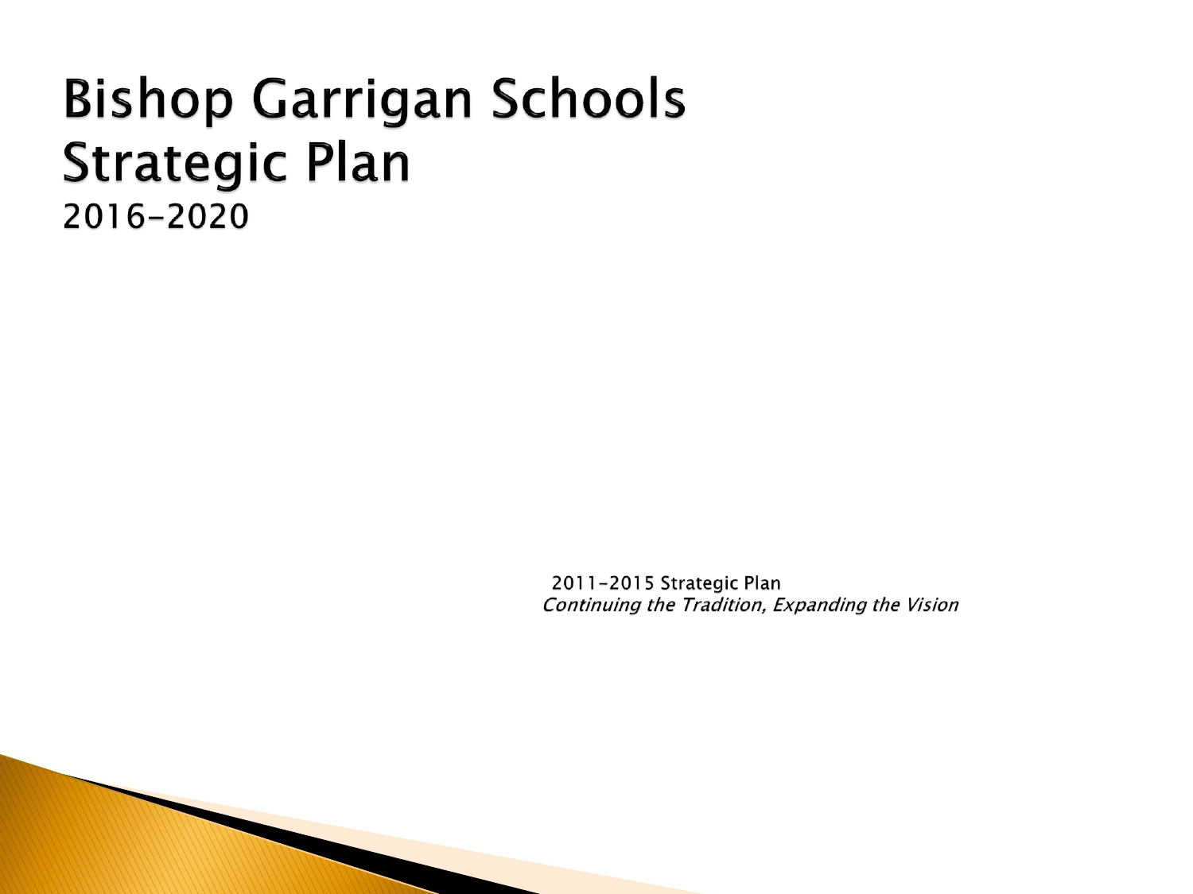# Bishop Garrigan Schools Strategic Plan

## 2016-2020

2011-2015 Strategic Plan

*Continuing the Tradition, Expanding the Vision*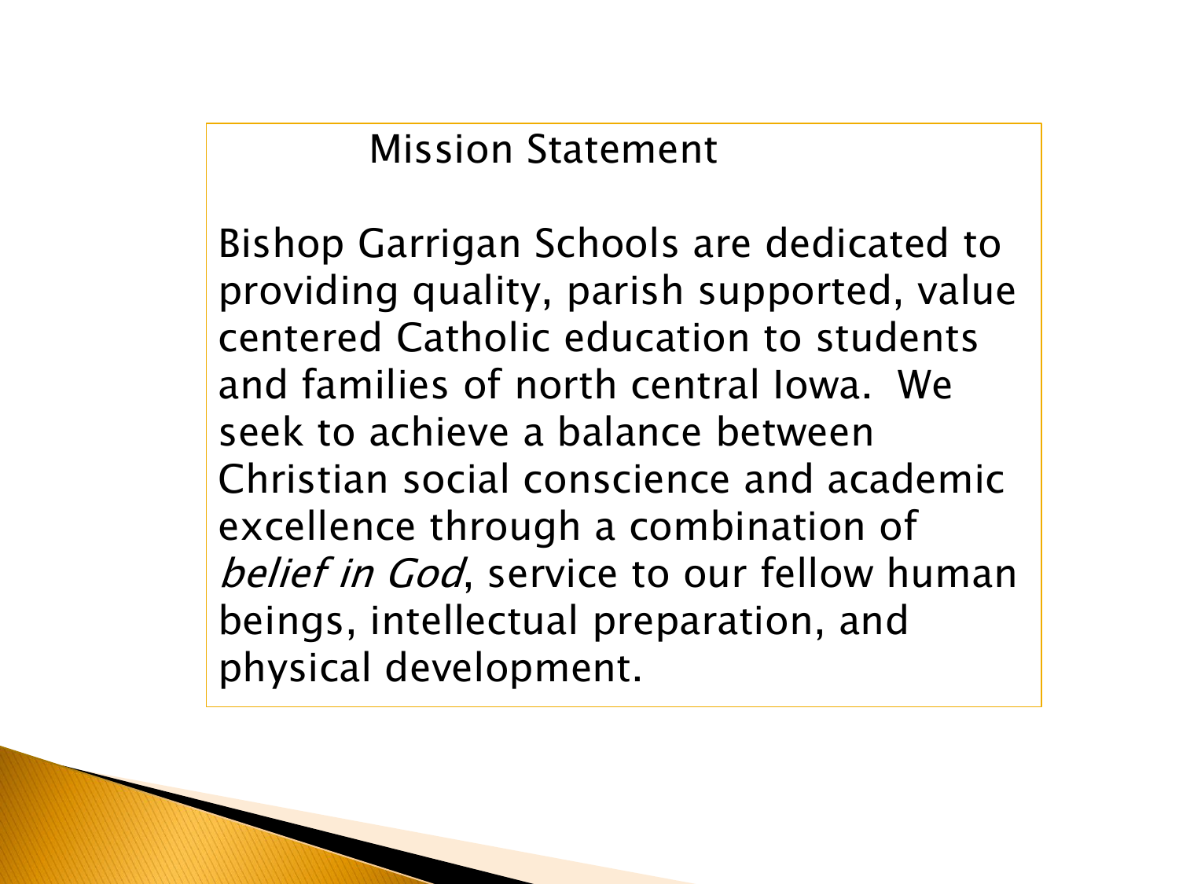## Mission Statement

Bishop Garrigan Schools are dedicated to providing quality, parish supported, value centered Catholic education to students and families of north central Iowa. We seek to achieve a balance between Christian social conscience and academic excellence through a combination of *belief in God*, service to our fellow human beings, intellectual preparation, and physical development.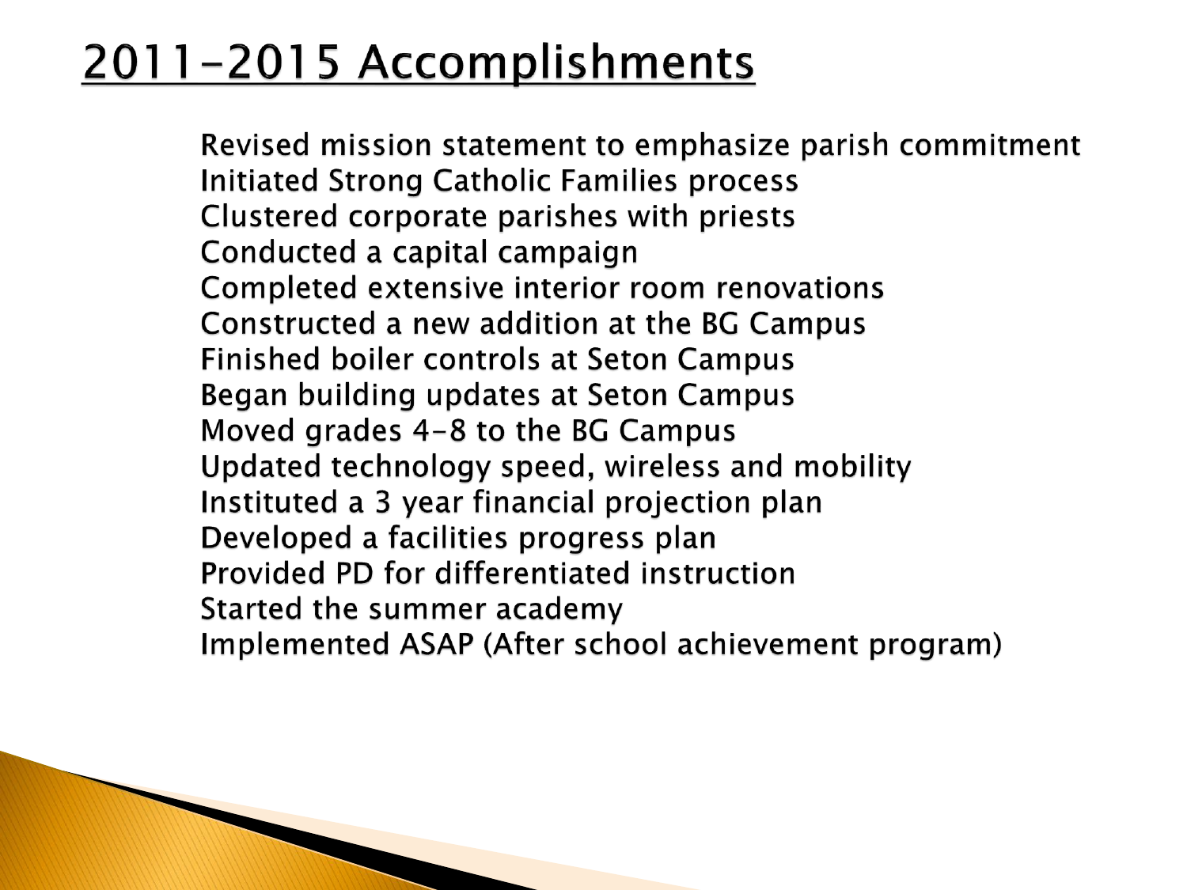# 2011-2015 Accomplishments

Revised mission statement to emphasize parish commitment
Initiated Strong Catholic Families process
Clustered corporate parishes with priests
Conducted a capital campaign
Completed extensive interior room renovations
Constructed a new addition at the BG Campus
Finished boiler controls at Seton Campus
Began building updates at Seton Campus
Moved grades 4-8 to the BG Campus
Updated technology speed, wireless and mobility
Instituted a 3 year financial projection plan
Developed a facilities progress plan
Provided PD for differentiated instruction
Started the summer academy
Implemented ASAP (After school achievement program)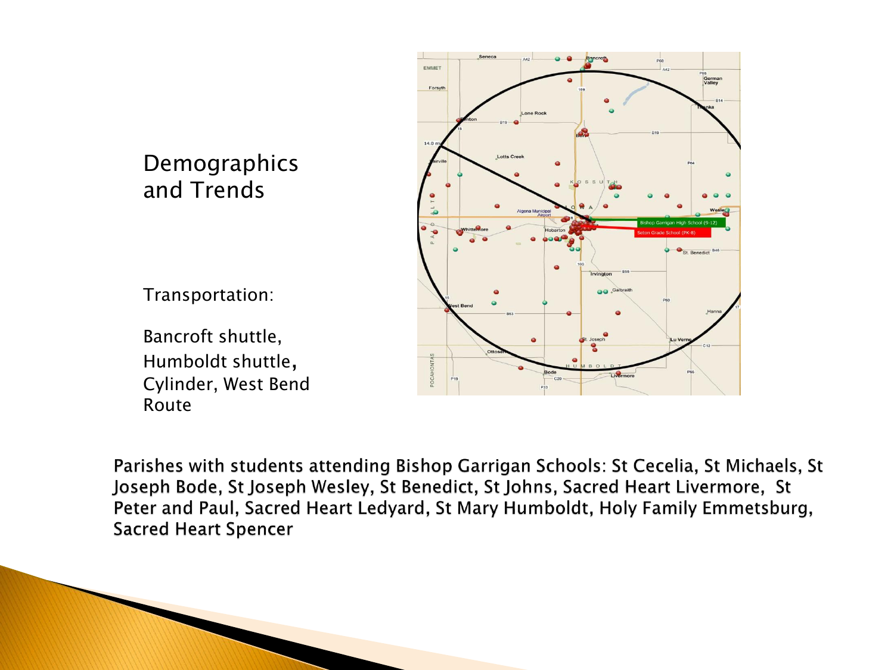# Demographics and Trends

Transportation:

Bancroft shuttle,
Humboldt shuttle,
Cylinder, West Bend Route

Parishes with students attending Bishop Garrigan Schools: St Cecelia, St Michaels, St Joseph Bode, St Joseph Wesley, St Benedict, St Johns, Sacred Heart Livermore, St Peter and Paul, Sacred Heart Ledyard, St Mary Humboldt, Holy Family Emmetsburg, Sacred Heart Spencer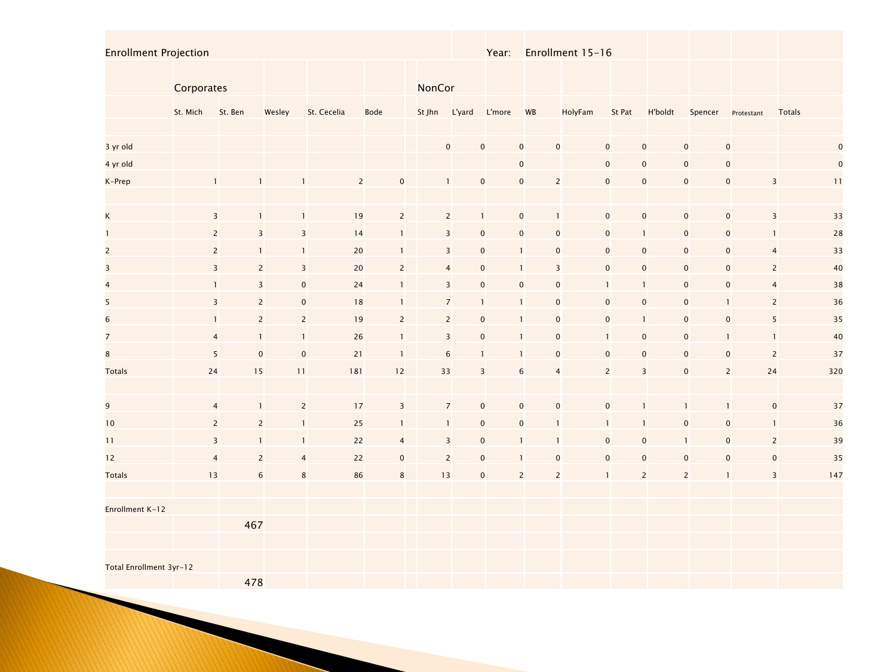| Enrollment Projection | | | | | | | | | Year: | Enrollment 15-16 | | | | | | |
|---|---|---|---|---|---|---|---|---|---|---|---|---|---|---|---|---|
| | Corporates | | | | | | NonCor | | | | | | | | | |
| | St. Mich | St. Ben | Wesley | St. Cecelia | Bode | | St Jhn | L'yard | L'more | WB | HolyFam | St Pat | H'boldt | Spencer | Protestant | Totals |
| 3 yr old | | | | | | | 0 | 0 | 0 | 0 | 0 | 0 | 0 | 0 | | 0 |
| 4 yr old | | | | | | | | | 0 | | 0 | 0 | 0 | 0 | | 0 |
| K-Prep | 1 | 1 | 1 | 2 | 0 | | 1 | 0 | 0 | 2 | 0 | 0 | 0 | 0 | 3 | 11 |
| | | | | | | | | | | | | | | | | |
| K | 3 | 1 | 1 | 19 | 2 | | 2 | 1 | 0 | 1 | 0 | 0 | 0 | 0 | 3 | 33 |
| 1 | 2 | 3 | 3 | 14 | 1 | | 3 | 0 | 0 | 0 | 0 | 1 | 0 | 0 | 1 | 28 |
| 2 | 2 | 1 | 1 | 20 | 1 | | 3 | 0 | 1 | 0 | 0 | 0 | 0 | 0 | 4 | 33 |
| 3 | 3 | 2 | 3 | 20 | 2 | | 4 | 0 | 1 | 3 | 0 | 0 | 0 | 0 | 2 | 40 |
| 4 | 1 | 3 | 0 | 24 | 1 | | 3 | 0 | 0 | 0 | 1 | 1 | 0 | 0 | 4 | 38 |
| 5 | 3 | 2 | 0 | 18 | 1 | | 7 | 1 | 1 | 0 | 0 | 0 | 0 | 1 | 2 | 36 |
| 6 | 1 | 2 | 2 | 19 | 2 | | 2 | 0 | 1 | 0 | 0 | 1 | 0 | 0 | 5 | 35 |
| 7 | 4 | 1 | 1 | 26 | 1 | | 3 | 0 | 1 | 0 | 1 | 0 | 0 | 1 | 1 | 40 |
| 8 | 5 | 0 | 0 | 21 | 1 | | 6 | 1 | 1 | 0 | 0 | 0 | 0 | 0 | 2 | 37 |
| Totals | 24 | 15 | 11 | 181 | 12 | | 33 | 3 | 6 | 4 | 2 | 3 | 0 | 2 | 24 | 320 |
| | | | | | | | | | | | | | | | | |
| 9 | 4 | 1 | 2 | 17 | 3 | | 7 | 0 | 0 | 0 | 0 | 1 | 1 | 1 | 0 | 37 |
| 10 | 2 | 2 | 1 | 25 | 1 | | 1 | 0 | 0 | 1 | 1 | 1 | 0 | 0 | 1 | 36 |
| 11 | 3 | 1 | 1 | 22 | 4 | | 3 | 0 | 1 | 1 | 0 | 0 | 1 | 0 | 2 | 39 |
| 12 | 4 | 2 | 4 | 22 | 0 | | 2 | 0 | 1 | 0 | 0 | 0 | 0 | 0 | 0 | 35 |
| Totals | 13 | 6 | 8 | 86 | 8 | | 13 | 0 | 2 | 2 | 1 | 2 | 2 | 1 | 3 | 147 |
| | | | | | | | | | | | | | | | | |
| Enrollment K-12 | | | | | | | | | | | | | | | | |
| | | 467 | | | | | | | | | | | | | | |
| | | | | | | | | | | | | | | | | |
| Total Enrollment 3yr-12 | | | | | | | | | | | | | | | | |
| | | 478 | | | | | | | | | | | | | | |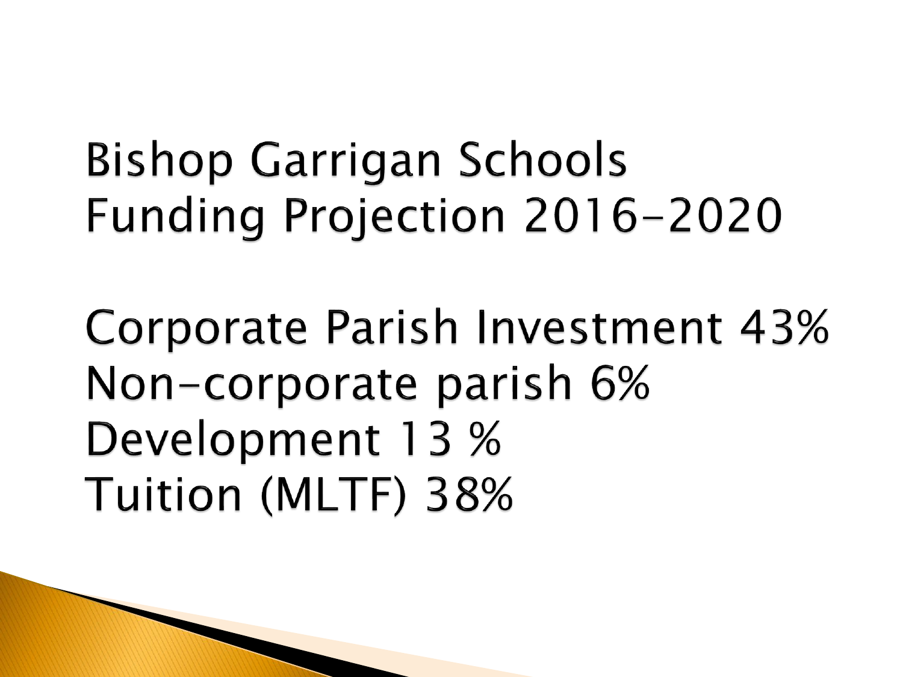# Bishop Garrigan Schools Funding Projection 2016-2020

Corporate Parish Investment 43%
Non-corporate parish 6%
Development 13 %
Tuition (MLTF) 38%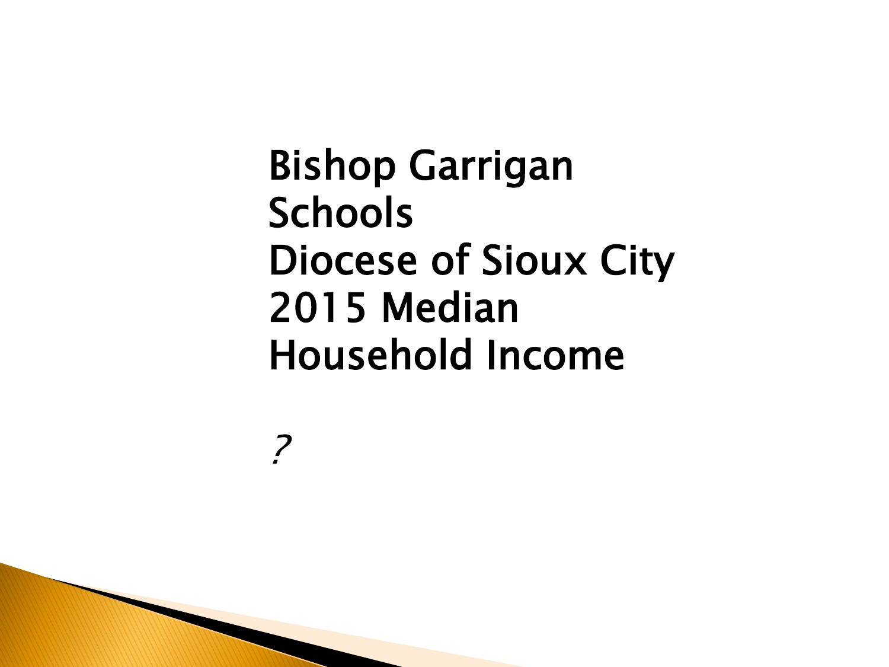# Bishop Garrigan Schools Diocese of Sioux City 2015 Median Household Income

*?*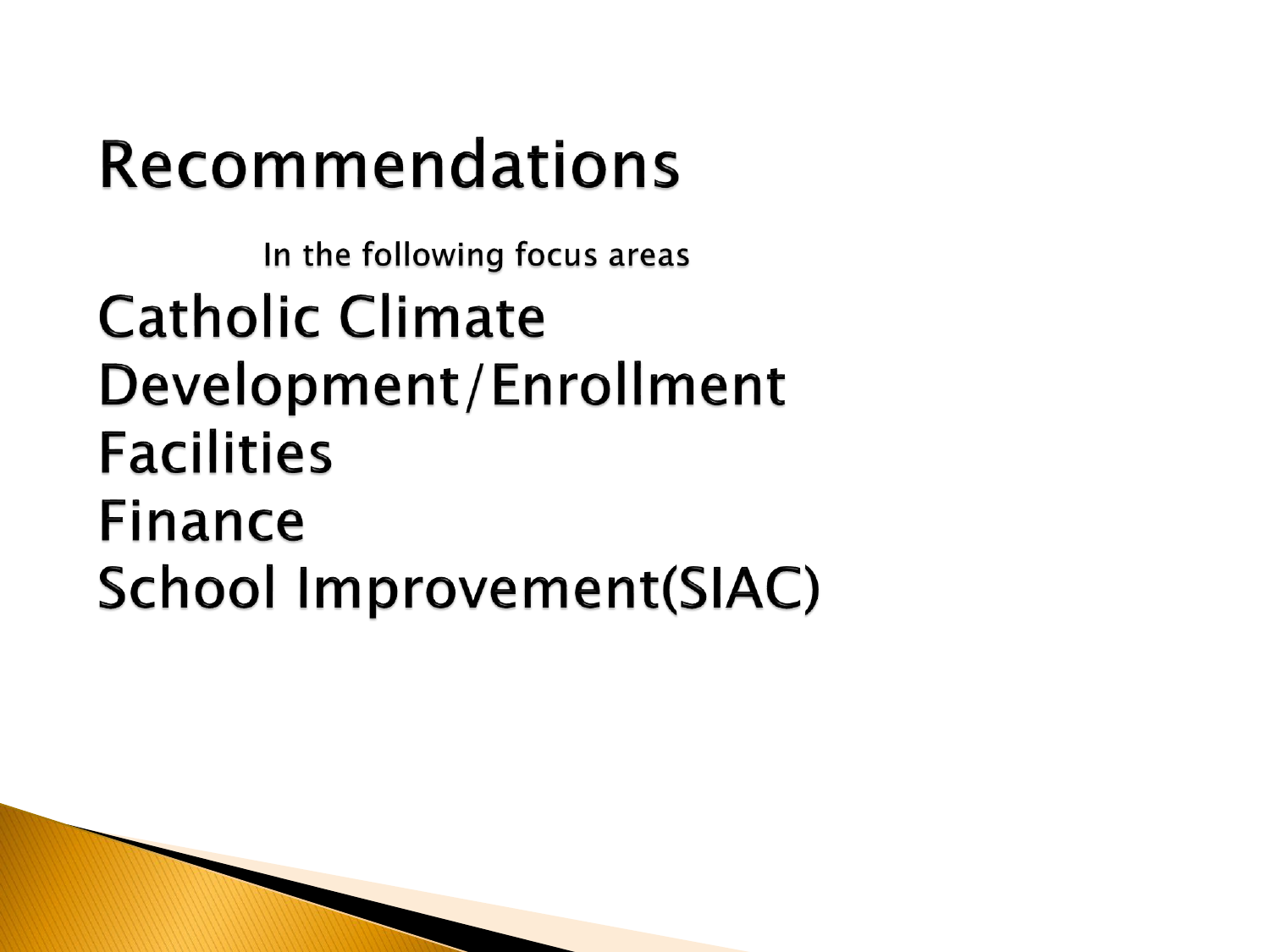# Recommendations

In the following focus areas

Catholic Climate
Development/Enrollment
Facilities
Finance
School Improvement(SIAC)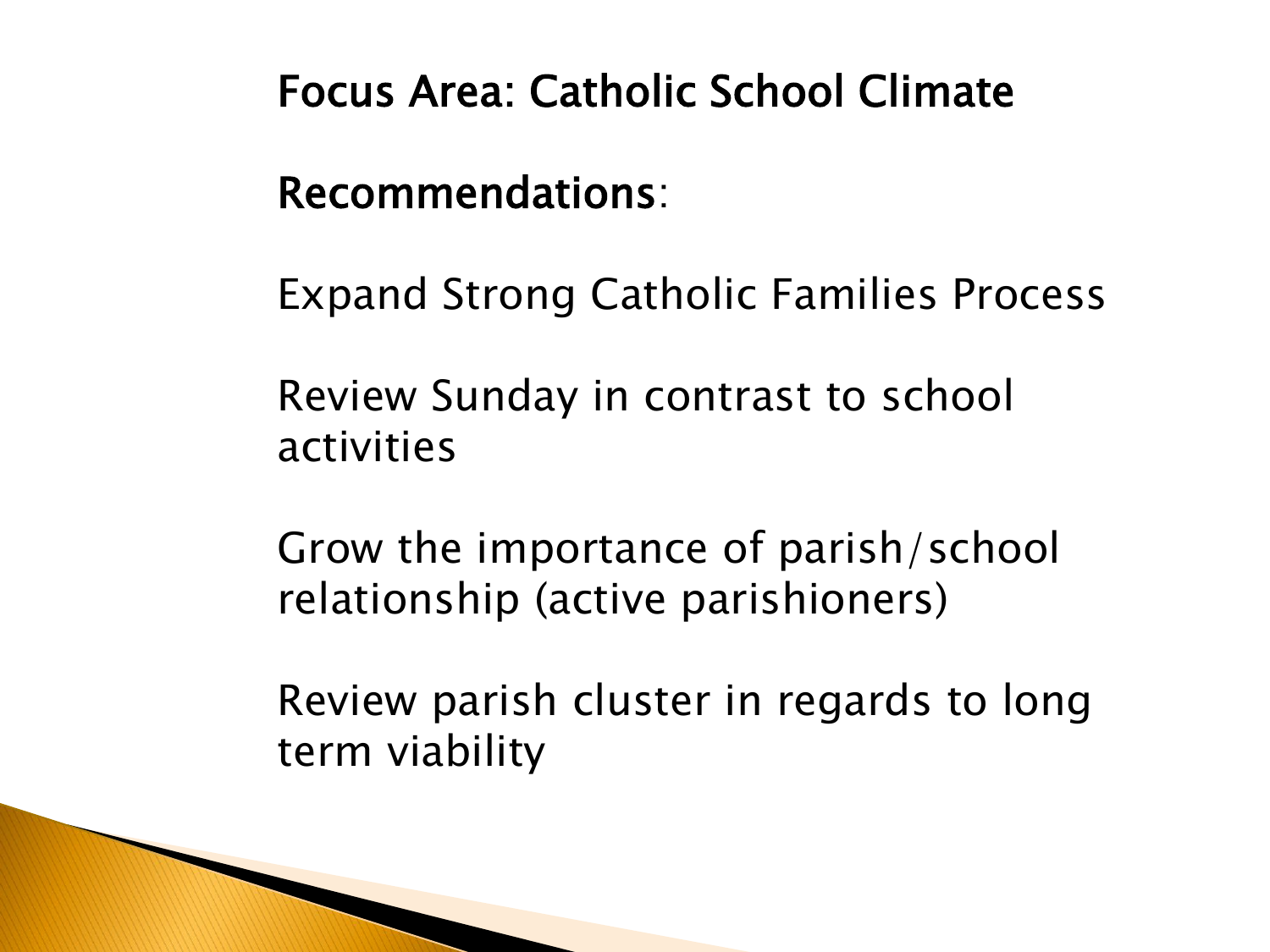## Focus Area: Catholic School Climate

**Recommendations**:

Expand Strong Catholic Families Process

Review Sunday in contrast to school activities

Grow the importance of parish/school relationship (active parishioners)

Review parish cluster in regards to long term viability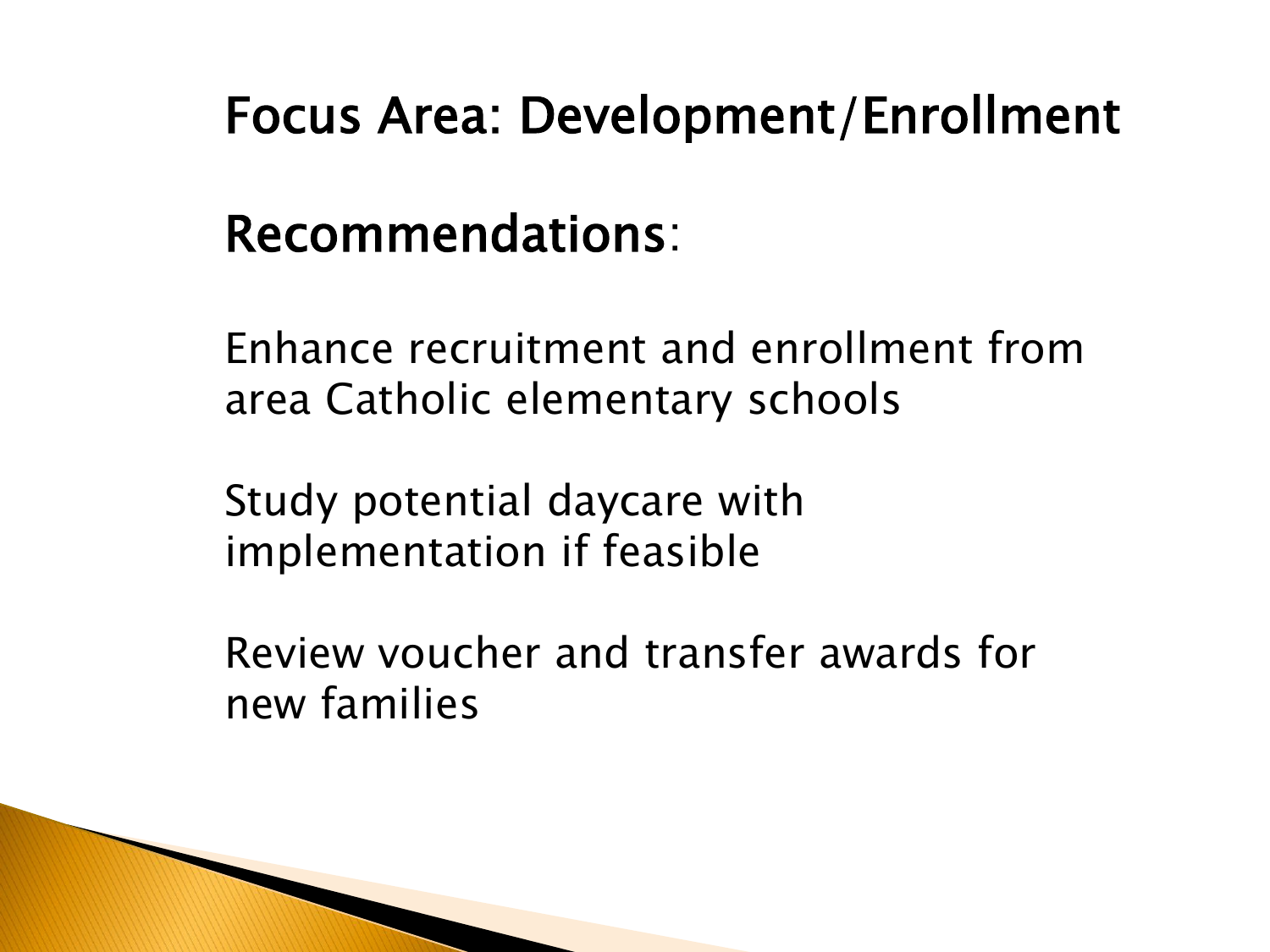# Focus Area: Development/Enrollment

## Recommendations:

Enhance recruitment and enrollment from area Catholic elementary schools

Study potential daycare with implementation if feasible

Review voucher and transfer awards for new families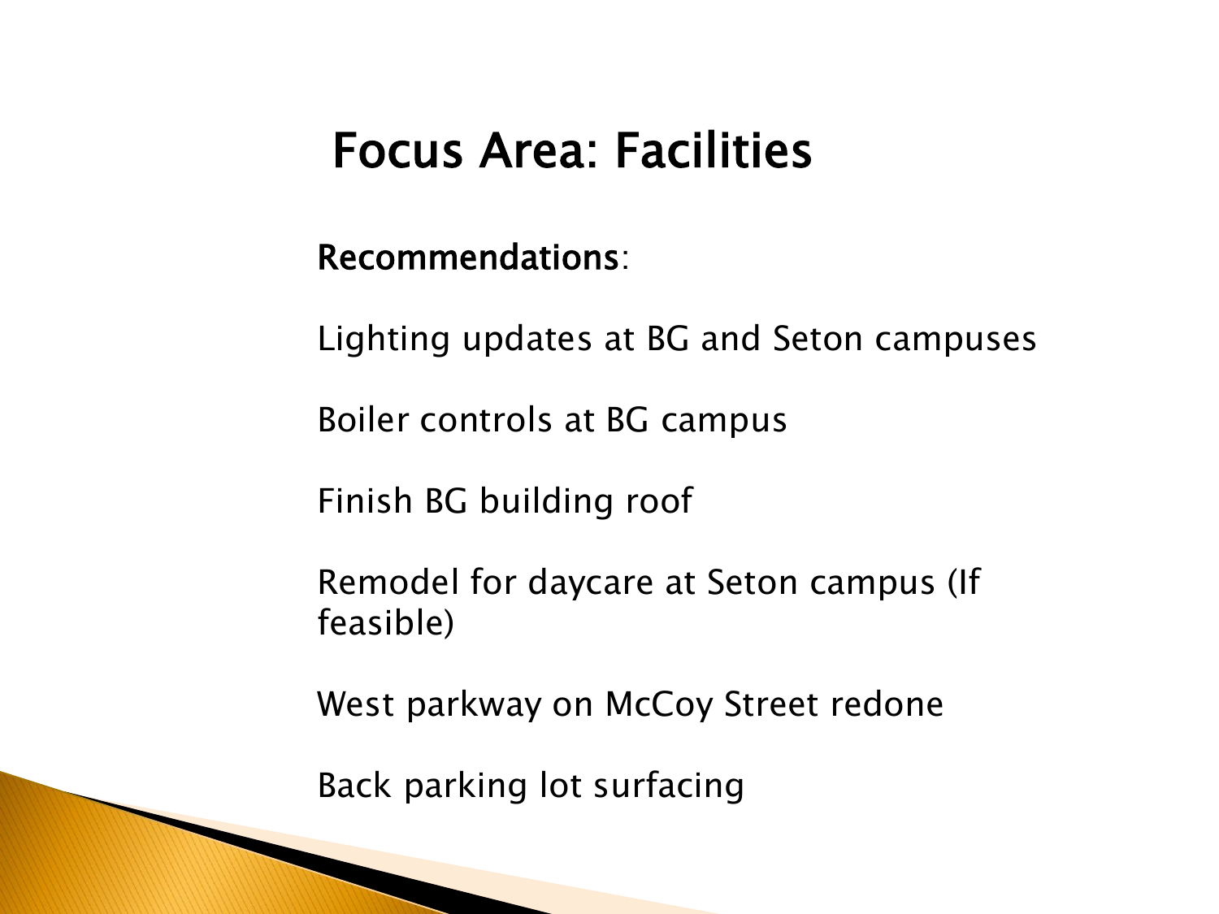# Focus Area: Facilities

**Recommendations**:

Lighting updates at BG and Seton campuses

Boiler controls at BG campus

Finish BG building roof

Remodel for daycare at Seton campus (If feasible)

West parkway on McCoy Street redone

Back parking lot surfacing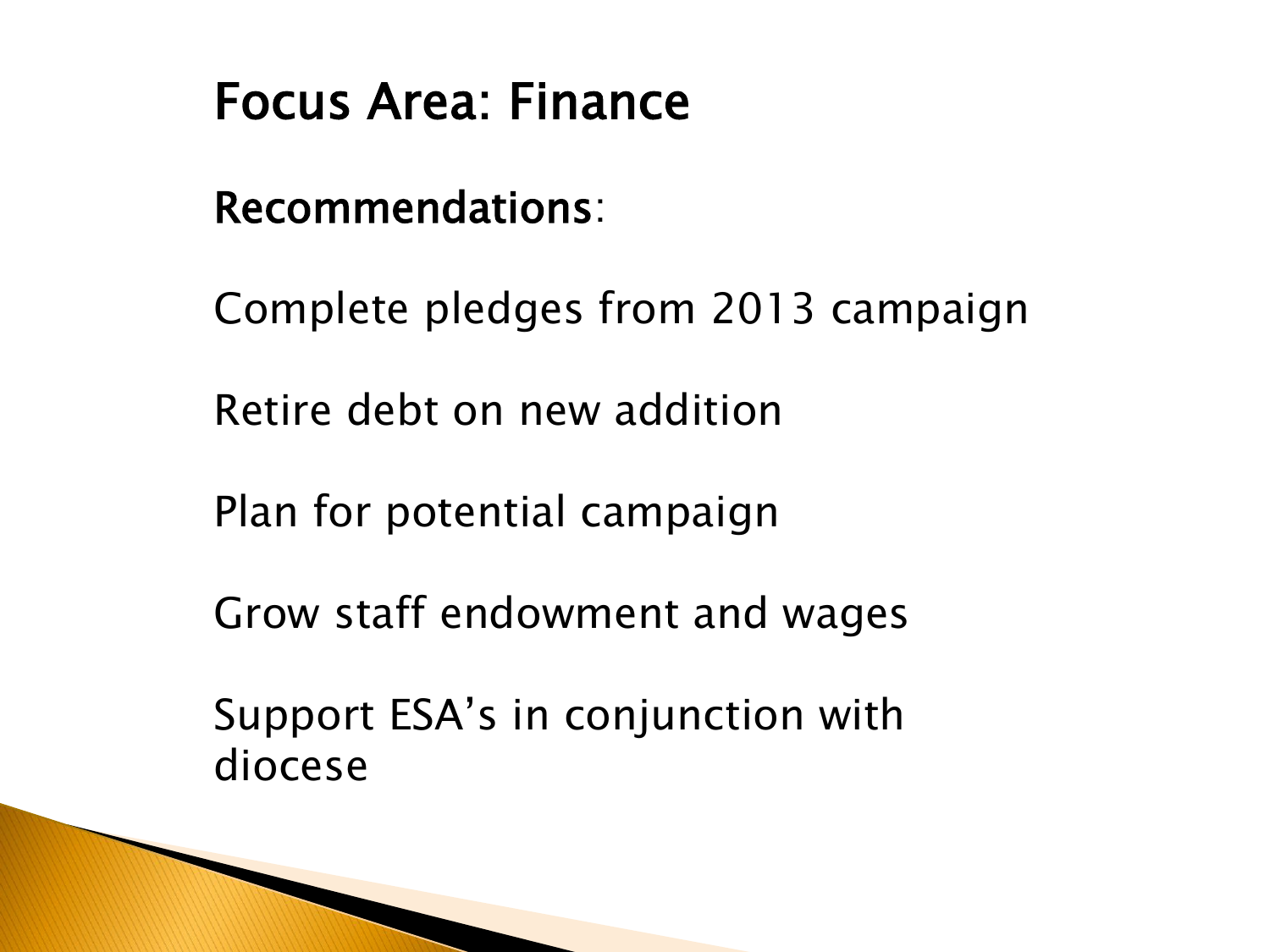# Focus Area: Finance

**Recommendations**:

Complete pledges from 2013 campaign

Retire debt on new addition

Plan for potential campaign

Grow staff endowment and wages

Support ESA's in conjunction with diocese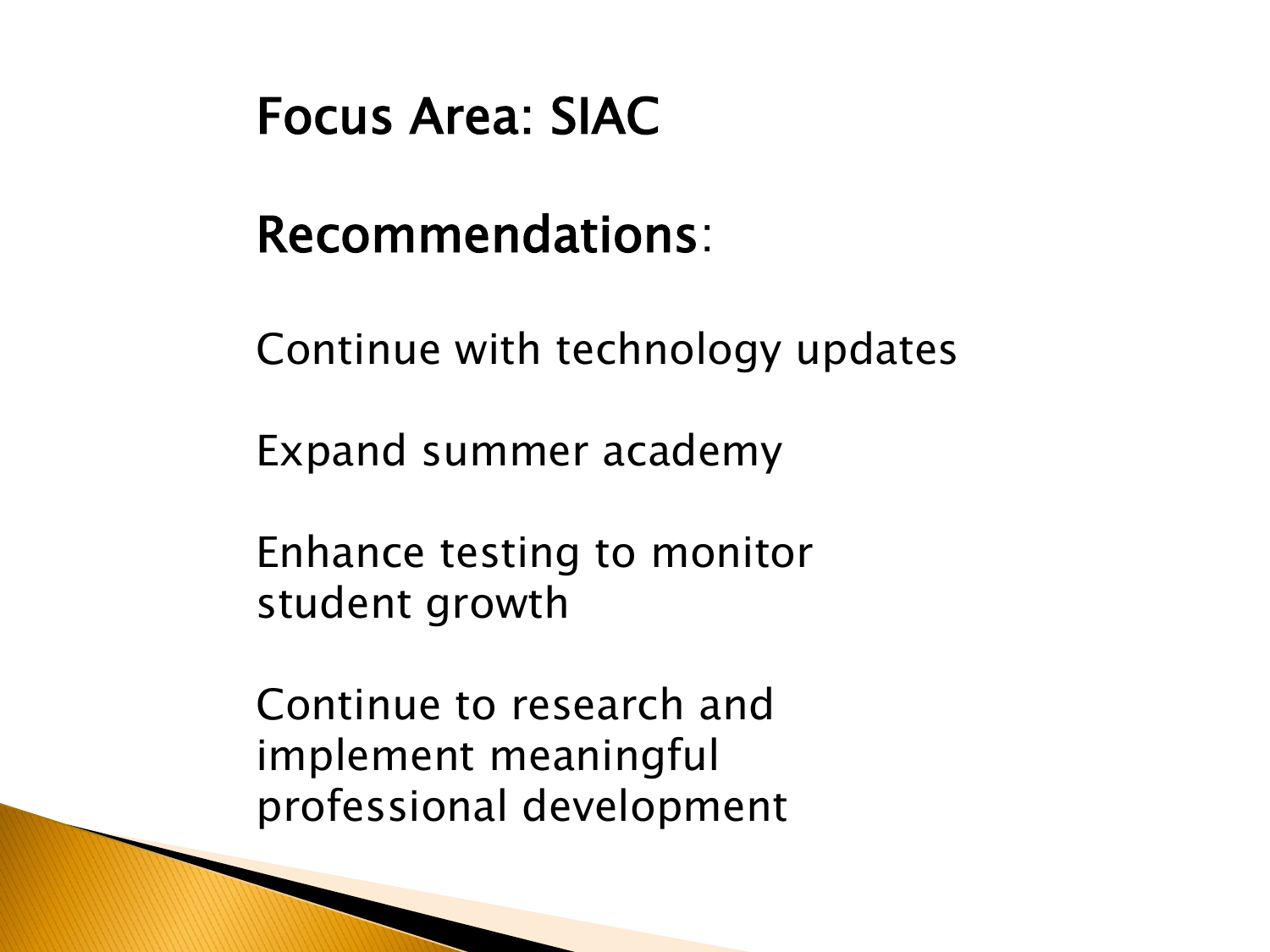# Focus Area: SIAC

## Recommendations:

Continue with technology updates

Expand summer academy

Enhance testing to monitor student growth

Continue to research and implement meaningful professional development